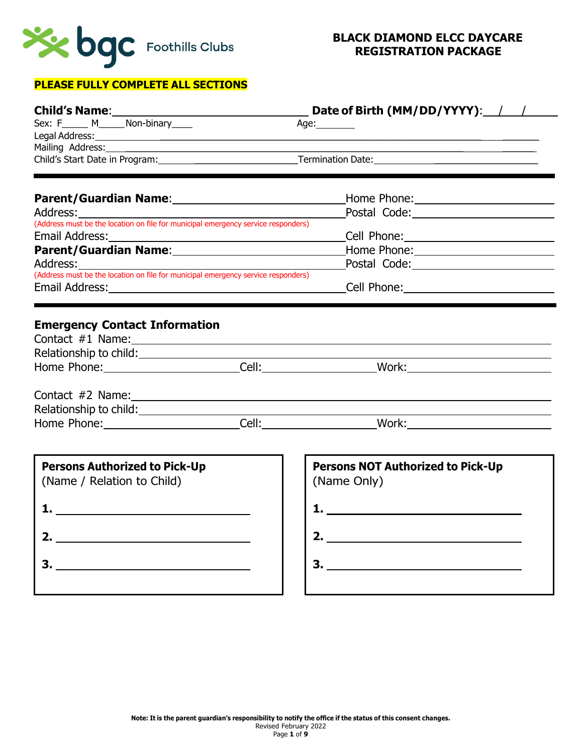bgc Foothills Clubs

# BLACK DIAMOND ELCC DAYCARE REGISTRATION PACKAGE

**PLEASE FULLY COMPLETE ALL SECTIONS**

**Child's Name**:______________________________ **Date of Birth (MM/DD/YYYY)**:___/___/_____

Sex: F_____ M_____Non-binary____ Age:_______

Legal Address:________________________________________________________________

Mailing Address:______________________________________________________________

Child's Start Date in Program:__________________________Termination Date:__________________________

---

**Parent/Guardian Name**:______________________________Home Phone:____________________

Address:______________________________________________Postal Code:____________________

(Address must be the location on file for municipal emergency service responders)

Email Address:________________________________________Cell Phone:____________________

**Parent/Guardian Name**:______________________________Home Phone:____________________

Address:______________________________________________Postal Code:____________________

(Address must be the location on file for municipal emergency service responders)

Email Address:________________________________________Cell Phone:____________________

---

## Emergency Contact Information

Contact #1 Name:______________________________________________________________

Relationship to child:__________________________________________________________

Home Phone:____________________Cell:____________________Work:____________________

Contact #2 Name:______________________________________________________________

Relationship to child:__________________________________________________________

Home Phone:____________________Cell:____________________Work:____________________

| **Persons Authorized to Pick-Up** (Name / Relation to Child) | **Persons NOT Authorized to Pick-Up** (Name Only) |
|---|---|
| **1.** ______________________________ | **1.** ______________________________ |
| **2.** ______________________________ | **2.** ______________________________ |
| **3.** ______________________________ | **3.** ______________________________ |

**Note: It is the parent guardian's responsibility to notify the office if the status of this consent changes.**

Revised February 2022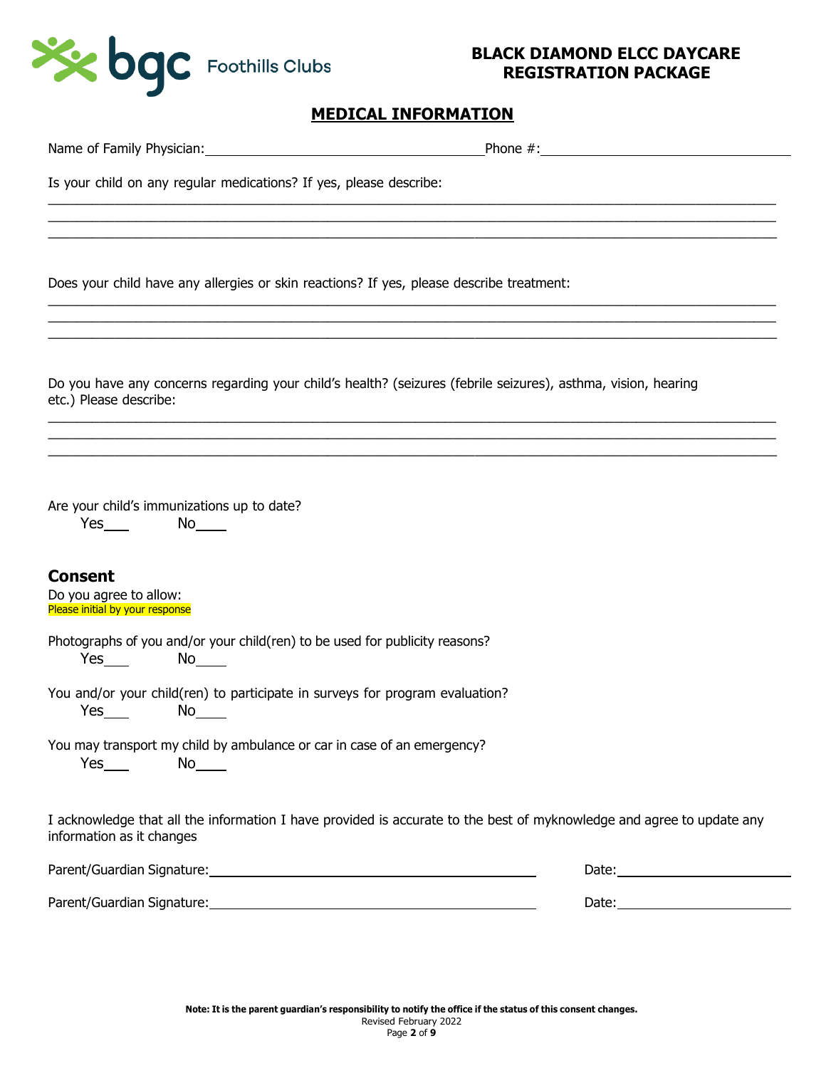**BLACK DIAMOND ELCC DAYCARE REGISTRATION PACKAGE**

## MEDICAL INFORMATION

Name of Family Physician:______________________________ Phone #:______________________________

Is your child on any regular medications? If yes, please describe:

_______________________________________________________________________________

_______________________________________________________________________________

_______________________________________________________________________________

Does your child have any allergies or skin reactions? If yes, please describe treatment:

_______________________________________________________________________________

_______________________________________________________________________________

_______________________________________________________________________________

Do you have any concerns regarding your child's health? (seizures (febrile seizures), asthma, vision, hearing etc.) Please describe:

_______________________________________________________________________________

_______________________________________________________________________________

_______________________________________________________________________________

Are your child's immunizations up to date?

Yes___ No____

### Consent

Do you agree to allow:

Please initial by your response

Photographs of you and/or your child(ren) to be used for publicity reasons?

Yes___ No____

You and/or your child(ren) to participate in surveys for program evaluation?

Yes___ No____

You may transport my child by ambulance or car in case of an emergency?

Yes___ No____

I acknowledge that all the information I have provided is accurate to the best of myknowledge and agree to update any information as it changes

Parent/Guardian Signature:______________________________ Date:____________________

Parent/Guardian Signature:______________________________ Date:____________________

**Note: It is the parent guardian's responsibility to notify the office if the status of this consent changes.**

Revised February 2022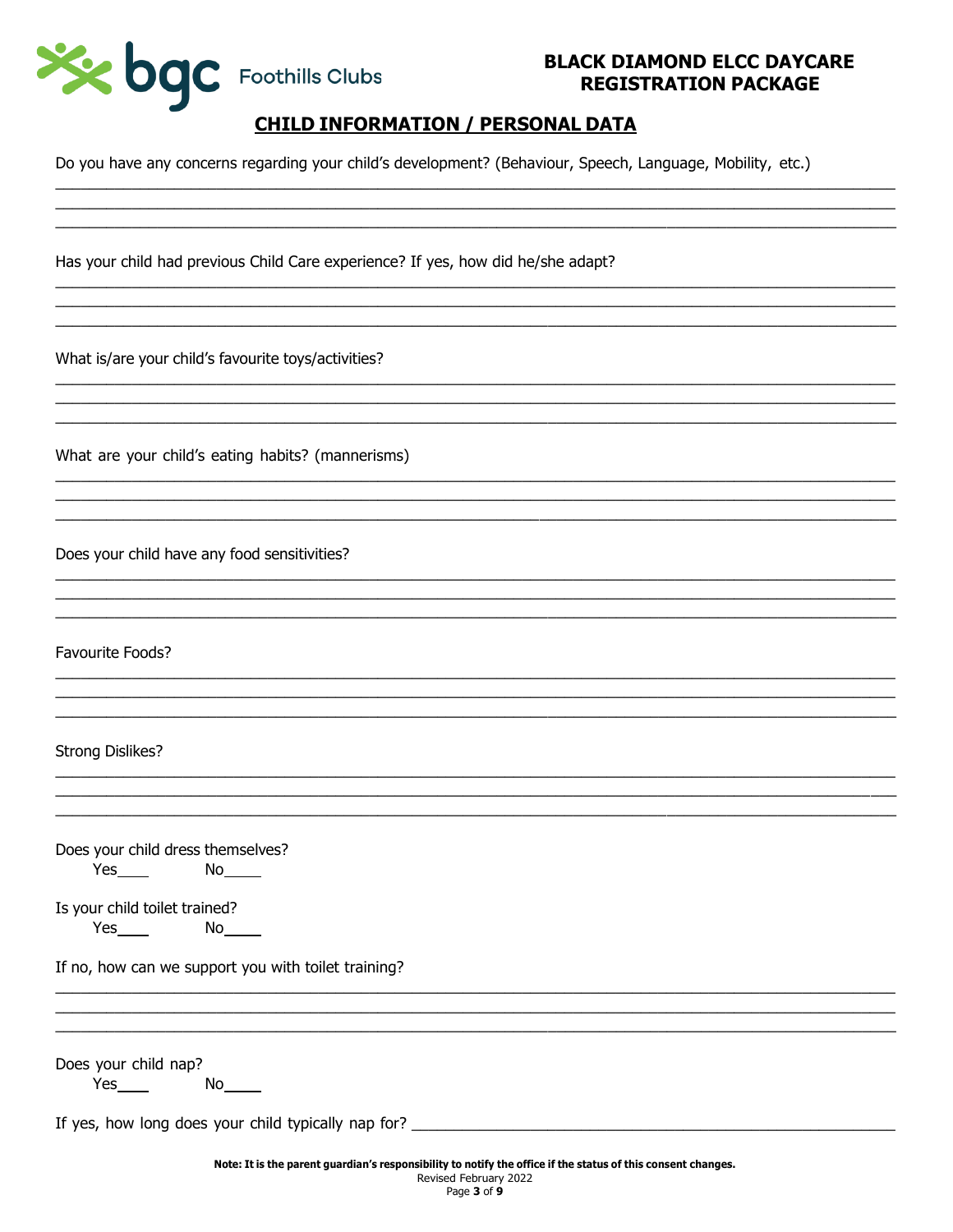# BLACK DIAMOND ELCC DAYCARE REGISTRATION PACKAGE

## CHILD INFORMATION / PERSONAL DATA

Do you have any concerns regarding your child's development? (Behaviour, Speech, Language, Mobility, etc.)

\_\_\_\_\_\_\_\_\_\_\_\_\_\_\_\_\_\_\_\_\_\_\_\_\_\_\_\_\_\_\_\_\_\_\_\_\_\_\_\_\_\_\_\_\_\_\_\_\_\_\_\_\_\_\_\_\_\_\_\_\_\_\_\_\_\_\_\_\_\_\_\_\_\_\_\_\_\_

\_\_\_\_\_\_\_\_\_\_\_\_\_\_\_\_\_\_\_\_\_\_\_\_\_\_\_\_\_\_\_\_\_\_\_\_\_\_\_\_\_\_\_\_\_\_\_\_\_\_\_\_\_\_\_\_\_\_\_\_\_\_\_\_\_\_\_\_\_\_\_\_\_\_\_\_\_\_

\_\_\_\_\_\_\_\_\_\_\_\_\_\_\_\_\_\_\_\_\_\_\_\_\_\_\_\_\_\_\_\_\_\_\_\_\_\_\_\_\_\_\_\_\_\_\_\_\_\_\_\_\_\_\_\_\_\_\_\_\_\_\_\_\_\_\_\_\_\_\_\_\_\_\_\_\_\_

Has your child had previous Child Care experience? If yes, how did he/she adapt?

\_\_\_\_\_\_\_\_\_\_\_\_\_\_\_\_\_\_\_\_\_\_\_\_\_\_\_\_\_\_\_\_\_\_\_\_\_\_\_\_\_\_\_\_\_\_\_\_\_\_\_\_\_\_\_\_\_\_\_\_\_\_\_\_\_\_\_\_\_\_\_\_\_\_\_\_\_\_

\_\_\_\_\_\_\_\_\_\_\_\_\_\_\_\_\_\_\_\_\_\_\_\_\_\_\_\_\_\_\_\_\_\_\_\_\_\_\_\_\_\_\_\_\_\_\_\_\_\_\_\_\_\_\_\_\_\_\_\_\_\_\_\_\_\_\_\_\_\_\_\_\_\_\_\_\_\_

\_\_\_\_\_\_\_\_\_\_\_\_\_\_\_\_\_\_\_\_\_\_\_\_\_\_\_\_\_\_\_\_\_\_\_\_\_\_\_\_\_\_\_\_\_\_\_\_\_\_\_\_\_\_\_\_\_\_\_\_\_\_\_\_\_\_\_\_\_\_\_\_\_\_\_\_\_\_

What is/are your child's favourite toys/activities?

\_\_\_\_\_\_\_\_\_\_\_\_\_\_\_\_\_\_\_\_\_\_\_\_\_\_\_\_\_\_\_\_\_\_\_\_\_\_\_\_\_\_\_\_\_\_\_\_\_\_\_\_\_\_\_\_\_\_\_\_\_\_\_\_\_\_\_\_\_\_\_\_\_\_\_\_\_\_

\_\_\_\_\_\_\_\_\_\_\_\_\_\_\_\_\_\_\_\_\_\_\_\_\_\_\_\_\_\_\_\_\_\_\_\_\_\_\_\_\_\_\_\_\_\_\_\_\_\_\_\_\_\_\_\_\_\_\_\_\_\_\_\_\_\_\_\_\_\_\_\_\_\_\_\_\_\_

\_\_\_\_\_\_\_\_\_\_\_\_\_\_\_\_\_\_\_\_\_\_\_\_\_\_\_\_\_\_\_\_\_\_\_\_\_\_\_\_\_\_\_\_\_\_\_\_\_\_\_\_\_\_\_\_\_\_\_\_\_\_\_\_\_\_\_\_\_\_\_\_\_\_\_\_\_\_

What are your child's eating habits? (mannerisms)

\_\_\_\_\_\_\_\_\_\_\_\_\_\_\_\_\_\_\_\_\_\_\_\_\_\_\_\_\_\_\_\_\_\_\_\_\_\_\_\_\_\_\_\_\_\_\_\_\_\_\_\_\_\_\_\_\_\_\_\_\_\_\_\_\_\_\_\_\_\_\_\_\_\_\_\_\_\_

\_\_\_\_\_\_\_\_\_\_\_\_\_\_\_\_\_\_\_\_\_\_\_\_\_\_\_\_\_\_\_\_\_\_\_\_\_\_\_\_\_\_\_\_\_\_\_\_\_\_\_\_\_\_\_\_\_\_\_\_\_\_\_\_\_\_\_\_\_\_\_\_\_\_\_\_\_\_

\_\_\_\_\_\_\_\_\_\_\_\_\_\_\_\_\_\_\_\_\_\_\_\_\_\_\_\_\_\_\_\_\_\_\_\_\_\_\_\_\_\_\_\_\_\_\_\_\_\_\_\_\_\_\_\_\_\_\_\_\_\_\_\_\_\_\_\_\_\_\_\_\_\_\_\_\_\_

Does your child have any food sensitivities?

\_\_\_\_\_\_\_\_\_\_\_\_\_\_\_\_\_\_\_\_\_\_\_\_\_\_\_\_\_\_\_\_\_\_\_\_\_\_\_\_\_\_\_\_\_\_\_\_\_\_\_\_\_\_\_\_\_\_\_\_\_\_\_\_\_\_\_\_\_\_\_\_\_\_\_\_\_\_

\_\_\_\_\_\_\_\_\_\_\_\_\_\_\_\_\_\_\_\_\_\_\_\_\_\_\_\_\_\_\_\_\_\_\_\_\_\_\_\_\_\_\_\_\_\_\_\_\_\_\_\_\_\_\_\_\_\_\_\_\_\_\_\_\_\_\_\_\_\_\_\_\_\_\_\_\_\_

\_\_\_\_\_\_\_\_\_\_\_\_\_\_\_\_\_\_\_\_\_\_\_\_\_\_\_\_\_\_\_\_\_\_\_\_\_\_\_\_\_\_\_\_\_\_\_\_\_\_\_\_\_\_\_\_\_\_\_\_\_\_\_\_\_\_\_\_\_\_\_\_\_\_\_\_\_\_

Favourite Foods?

\_\_\_\_\_\_\_\_\_\_\_\_\_\_\_\_\_\_\_\_\_\_\_\_\_\_\_\_\_\_\_\_\_\_\_\_\_\_\_\_\_\_\_\_\_\_\_\_\_\_\_\_\_\_\_\_\_\_\_\_\_\_\_\_\_\_\_\_\_\_\_\_\_\_\_\_\_\_

\_\_\_\_\_\_\_\_\_\_\_\_\_\_\_\_\_\_\_\_\_\_\_\_\_\_\_\_\_\_\_\_\_\_\_\_\_\_\_\_\_\_\_\_\_\_\_\_\_\_\_\_\_\_\_\_\_\_\_\_\_\_\_\_\_\_\_\_\_\_\_\_\_\_\_\_\_\_

\_\_\_\_\_\_\_\_\_\_\_\_\_\_\_\_\_\_\_\_\_\_\_\_\_\_\_\_\_\_\_\_\_\_\_\_\_\_\_\_\_\_\_\_\_\_\_\_\_\_\_\_\_\_\_\_\_\_\_\_\_\_\_\_\_\_\_\_\_\_\_\_\_\_\_\_\_\_

Strong Dislikes?

\_\_\_\_\_\_\_\_\_\_\_\_\_\_\_\_\_\_\_\_\_\_\_\_\_\_\_\_\_\_\_\_\_\_\_\_\_\_\_\_\_\_\_\_\_\_\_\_\_\_\_\_\_\_\_\_\_\_\_\_\_\_\_\_\_\_\_\_\_\_\_\_\_\_\_\_\_\_

\_\_\_\_\_\_\_\_\_\_\_\_\_\_\_\_\_\_\_\_\_\_\_\_\_\_\_\_\_\_\_\_\_\_\_\_\_\_\_\_\_\_\_\_\_\_\_\_\_\_\_\_\_\_\_\_\_\_\_\_\_\_\_\_\_\_\_\_\_\_\_\_\_\_\_\_\_\_

\_\_\_\_\_\_\_\_\_\_\_\_\_\_\_\_\_\_\_\_\_\_\_\_\_\_\_\_\_\_\_\_\_\_\_\_\_\_\_\_\_\_\_\_\_\_\_\_\_\_\_\_\_\_\_\_\_\_\_\_\_\_\_\_\_\_\_\_\_\_\_\_\_\_\_\_\_\_

Does your child dress themselves?
Yes\_\_\_\_ No\_\_\_\_

Is your child toilet trained?
Yes\_\_\_\_ No\_\_\_\_

If no, how can we support you with toilet training?

\_\_\_\_\_\_\_\_\_\_\_\_\_\_\_\_\_\_\_\_\_\_\_\_\_\_\_\_\_\_\_\_\_\_\_\_\_\_\_\_\_\_\_\_\_\_\_\_\_\_\_\_\_\_\_\_\_\_\_\_\_\_\_\_\_\_\_\_\_\_\_\_\_\_\_\_\_\_

\_\_\_\_\_\_\_\_\_\_\_\_\_\_\_\_\_\_\_\_\_\_\_\_\_\_\_\_\_\_\_\_\_\_\_\_\_\_\_\_\_\_\_\_\_\_\_\_\_\_\_\_\_\_\_\_\_\_\_\_\_\_\_\_\_\_\_\_\_\_\_\_\_\_\_\_\_\_

\_\_\_\_\_\_\_\_\_\_\_\_\_\_\_\_\_\_\_\_\_\_\_\_\_\_\_\_\_\_\_\_\_\_\_\_\_\_\_\_\_\_\_\_\_\_\_\_\_\_\_\_\_\_\_\_\_\_\_\_\_\_\_\_\_\_\_\_\_\_\_\_\_\_\_\_\_\_

Does your child nap?
Yes\_\_\_\_ No\_\_\_\_

If yes, how long does your child typically nap for? \_\_\_\_\_\_\_\_\_\_\_\_\_\_\_\_\_\_\_\_\_\_\_\_\_\_\_\_\_\_\_\_\_\_\_\_\_\_\_\_

**Note: It is the parent guardian's responsibility to notify the office if the status of this consent changes.**

Revised February 2022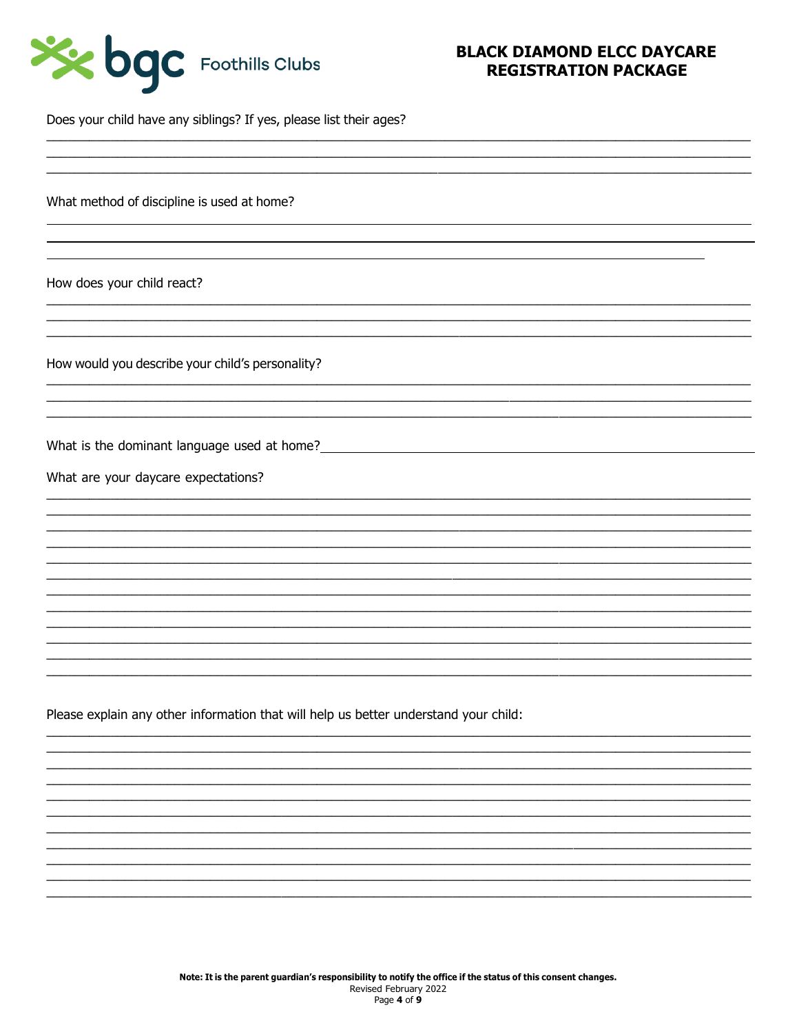Does your child have any siblings? If yes, please list their ages?

What method of discipline is used at home?

How does your child react?

How would you describe your child's personality?

What is the dominant language used at home? \_\_\_\_\_\_\_\_\_\_\_\_\_\_\_\_\_\_\_\_\_\_\_\_\_\_\_\_\_\_\_\_\_\_\_\_\_\_\_\_

What are your daycare expectations?

Please explain any other information that will help us better understand your child:

**Note: It is the parent guardian's responsibility to notify the office if the status of this consent changes.**
Revised February 2022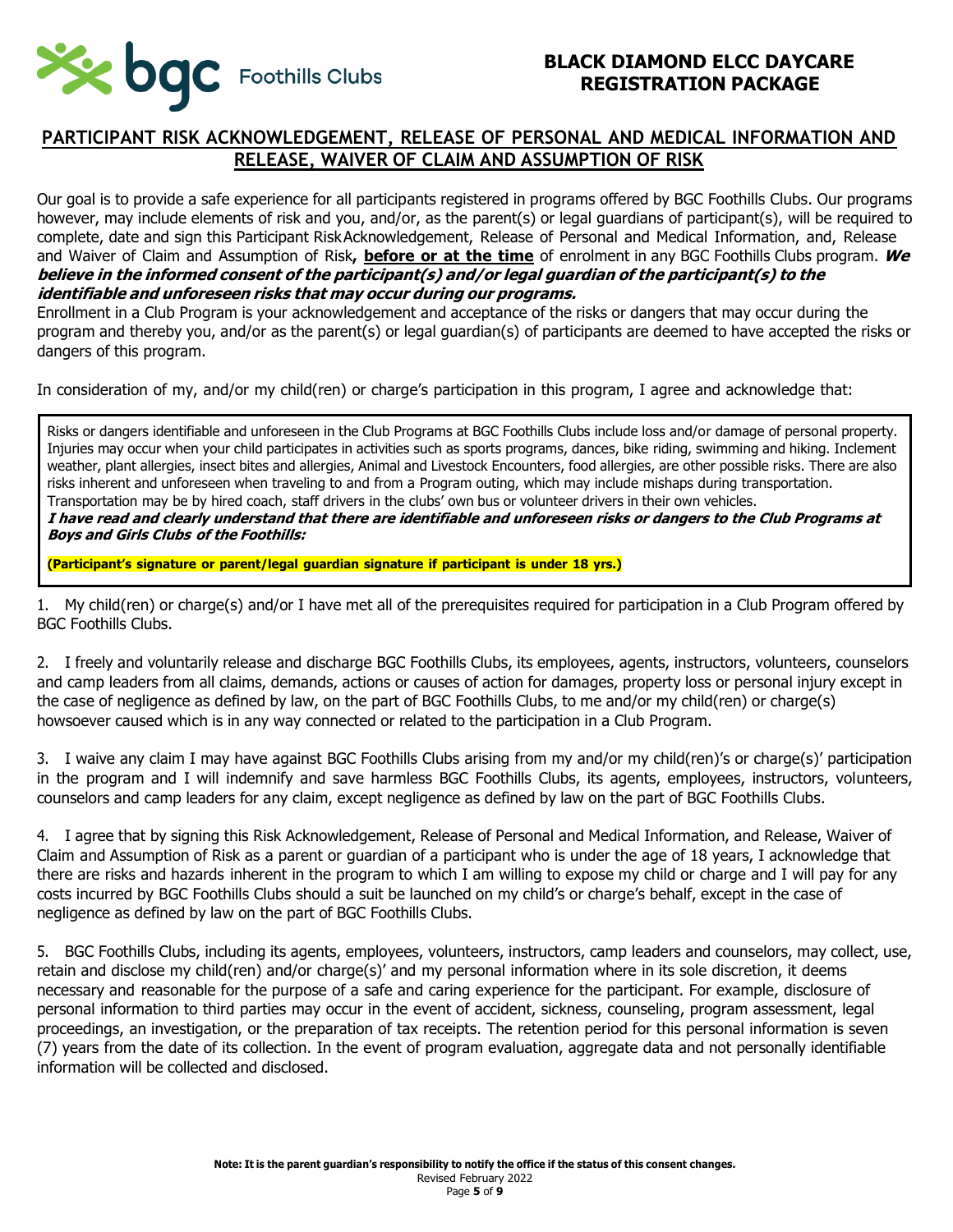# BLACK DIAMOND ELCC DAYCARE REGISTRATION PACKAGE

## PARTICIPANT RISK ACKNOWLEDGEMENT, RELEASE OF PERSONAL AND MEDICAL INFORMATION AND RELEASE, WAIVER OF CLAIM AND ASSUMPTION OF RISK

Our goal is to provide a safe experience for all participants registered in programs offered by BGC Foothills Clubs. Our programs however, may include elements of risk and you, and/or, as the parent(s) or legal guardians of participant(s), will be required to complete, date and sign this Participant RiskAcknowledgement, Release of Personal and Medical Information, and, Release and Waiver of Claim and Assumption of Risk**,** **before or at the time** of enrolment in any BGC Foothills Clubs program. ***We believe in the informed consent of the participant(s) and/or legal guardian of the participant(s) to the identifiable and unforeseen risks that may occur during our programs.***

Enrollment in a Club Program is your acknowledgement and acceptance of the risks or dangers that may occur during the program and thereby you, and/or as the parent(s) or legal guardian(s) of participants are deemed to have accepted the risks or dangers of this program.

In consideration of my, and/or my child(ren) or charge's participation in this program, I agree and acknowledge that:

Risks or dangers identifiable and unforeseen in the Club Programs at BGC Foothills Clubs include loss and/or damage of personal property. Injuries may occur when your child participates in activities such as sports programs, dances, bike riding, swimming and hiking. Inclement weather, plant allergies, insect bites and allergies, Animal and Livestock Encounters, food allergies, are other possible risks. There are also risks inherent and unforeseen when traveling to and from a Program outing, which may include mishaps during transportation. Transportation may be by hired coach, staff drivers in the clubs' own bus or volunteer drivers in their own vehicles.

***I have read and clearly understand that there are identifiable and unforeseen risks or dangers to the Club Programs at Boys and Girls Clubs of the Foothills:***

**(Participant's signature or parent/legal guardian signature if participant is under 18 yrs.)**

1. My child(ren) or charge(s) and/or I have met all of the prerequisites required for participation in a Club Program offered by BGC Foothills Clubs.

2. I freely and voluntarily release and discharge BGC Foothills Clubs, its employees, agents, instructors, volunteers, counselors and camp leaders from all claims, demands, actions or causes of action for damages, property loss or personal injury except in the case of negligence as defined by law, on the part of BGC Foothills Clubs, to me and/or my child(ren) or charge(s) howsoever caused which is in any way connected or related to the participation in a Club Program.

3. I waive any claim I may have against BGC Foothills Clubs arising from my and/or my child(ren)'s or charge(s)' participation in the program and I will indemnify and save harmless BGC Foothills Clubs, its agents, employees, instructors, volunteers, counselors and camp leaders for any claim, except negligence as defined by law on the part of BGC Foothills Clubs.

4. I agree that by signing this Risk Acknowledgement, Release of Personal and Medical Information, and Release, Waiver of Claim and Assumption of Risk as a parent or guardian of a participant who is under the age of 18 years, I acknowledge that there are risks and hazards inherent in the program to which I am willing to expose my child or charge and I will pay for any costs incurred by BGC Foothills Clubs should a suit be launched on my child's or charge's behalf, except in the case of negligence as defined by law on the part of BGC Foothills Clubs.

5. BGC Foothills Clubs, including its agents, employees, volunteers, instructors, camp leaders and counselors, may collect, use, retain and disclose my child(ren) and/or charge(s)' and my personal information where in its sole discretion, it deems necessary and reasonable for the purpose of a safe and caring experience for the participant. For example, disclosure of personal information to third parties may occur in the event of accident, sickness, counseling, program assessment, legal proceedings, an investigation, or the preparation of tax receipts. The retention period for this personal information is seven (7) years from the date of its collection. In the event of program evaluation, aggregate data and not personally identifiable information will be collected and disclosed.

**Note: It is the parent guardian's responsibility to notify the office if the status of this consent changes.**

Revised February 2022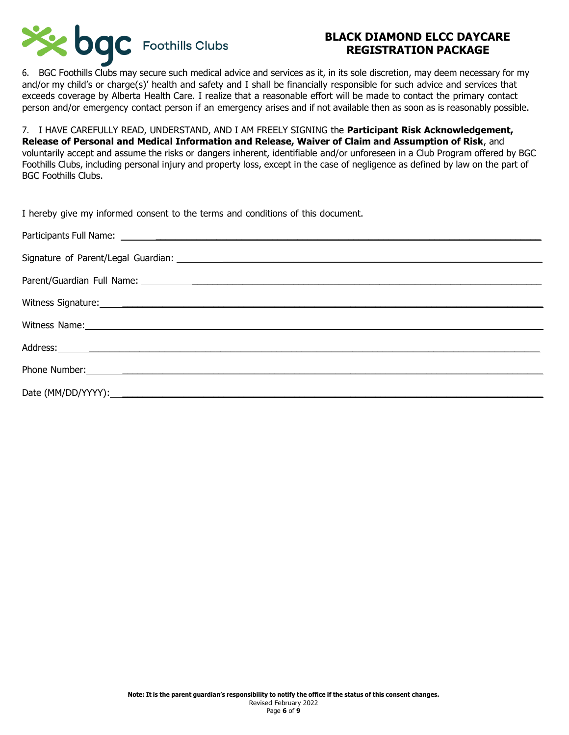6. BGC Foothills Clubs may secure such medical advice and services as it, in its sole discretion, may deem necessary for my and/or my child's or charge(s)' health and safety and I shall be financially responsible for such advice and services that exceeds coverage by Alberta Health Care. I realize that a reasonable effort will be made to contact the primary contact person and/or emergency contact person if an emergency arises and if not available then as soon as is reasonably possible.

7. I HAVE CAREFULLY READ, UNDERSTAND, AND I AM FREELY SIGNING the **Participant Risk Acknowledgement, Release of Personal and Medical Information and Release, Waiver of Claim and Assumption of Risk**, and voluntarily accept and assume the risks or dangers inherent, identifiable and/or unforeseen in a Club Program offered by BGC Foothills Clubs, including personal injury and property loss, except in the case of negligence as defined by law on the part of BGC Foothills Clubs.

I hereby give my informed consent to the terms and conditions of this document.

Participants Full Name: ______________________________

Signature of Parent/Legal Guardian: ______________________________

Parent/Guardian Full Name: ______________________________

Witness Signature: ______________________________

Witness Name: ______________________________

Address: ______________________________

Phone Number: ______________________________

Date (MM/DD/YYYY): ______________________________

**Note: It is the parent guardian's responsibility to notify the office if the status of this consent changes.**

Revised February 2022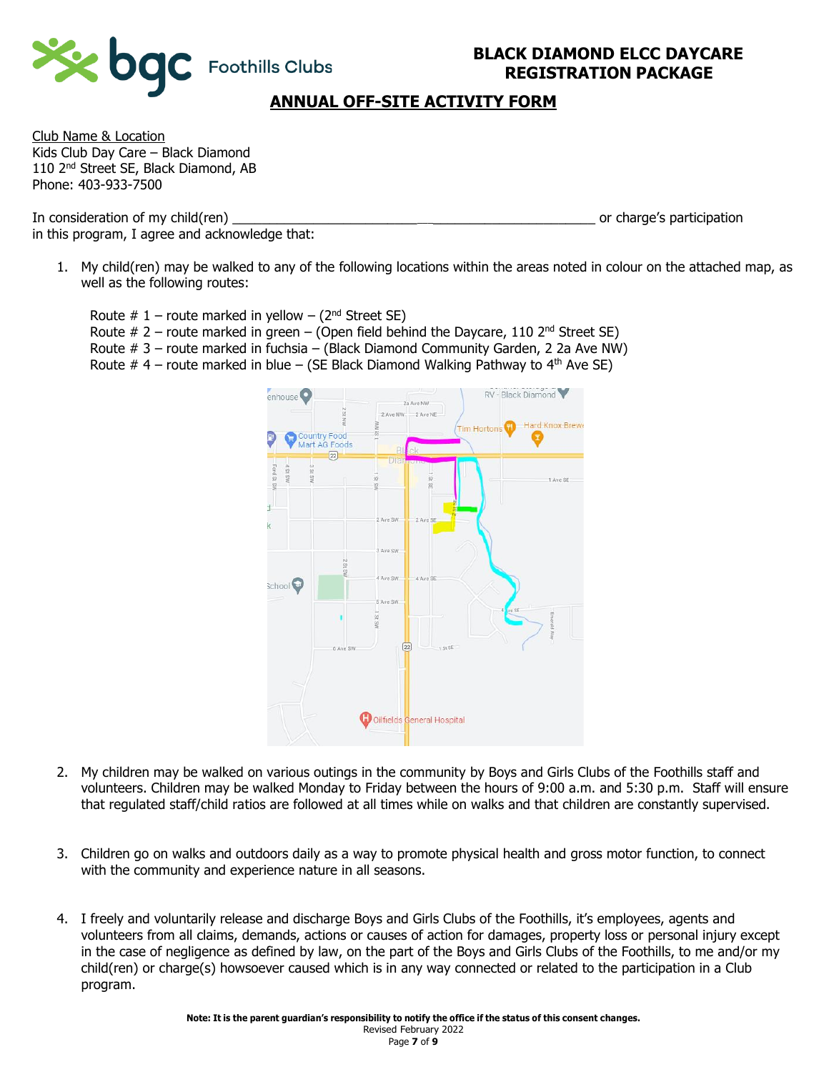**BLACK DIAMOND ELCC DAYCARE REGISTRATION PACKAGE**

## ANNUAL OFF-SITE ACTIVITY FORM

Club Name & Location
Kids Club Day Care – Black Diamond
110 2nd Street SE, Black Diamond, AB
Phone: 403-933-7500

In consideration of my child(ren) ______________________________________________ or charge's participation in this program, I agree and acknowledge that:

1. My child(ren) may be walked to any of the following locations within the areas noted in colour on the attached map, as well as the following routes:

   Route # 1 – route marked in yellow – (2nd Street SE)
   Route # 2 – route marked in green – (Open field behind the Daycare, 110 2nd Street SE)
   Route # 3 – route marked in fuchsia – (Black Diamond Community Garden, 2 2a Ave NW)
   Route # 4 – route marked in blue – (SE Black Diamond Walking Pathway to 4th Ave SE)

2. My children may be walked on various outings in the community by Boys and Girls Clubs of the Foothills staff and volunteers. Children may be walked Monday to Friday between the hours of 9:00 a.m. and 5:30 p.m. Staff will ensure that regulated staff/child ratios are followed at all times while on walks and that children are constantly supervised.

3. Children go on walks and outdoors daily as a way to promote physical health and gross motor function, to connect with the community and experience nature in all seasons.

4. I freely and voluntarily release and discharge Boys and Girls Clubs of the Foothills, it's employees, agents and volunteers from all claims, demands, actions or causes of action for damages, property loss or personal injury except in the case of negligence as defined by law, on the part of the Boys and Girls Clubs of the Foothills, to me and/or my child(ren) or charge(s) howsoever caused which is in any way connected or related to the participation in a Club program.

**Note: It is the parent guardian's responsibility to notify the office if the status of this consent changes.**
Revised February 2022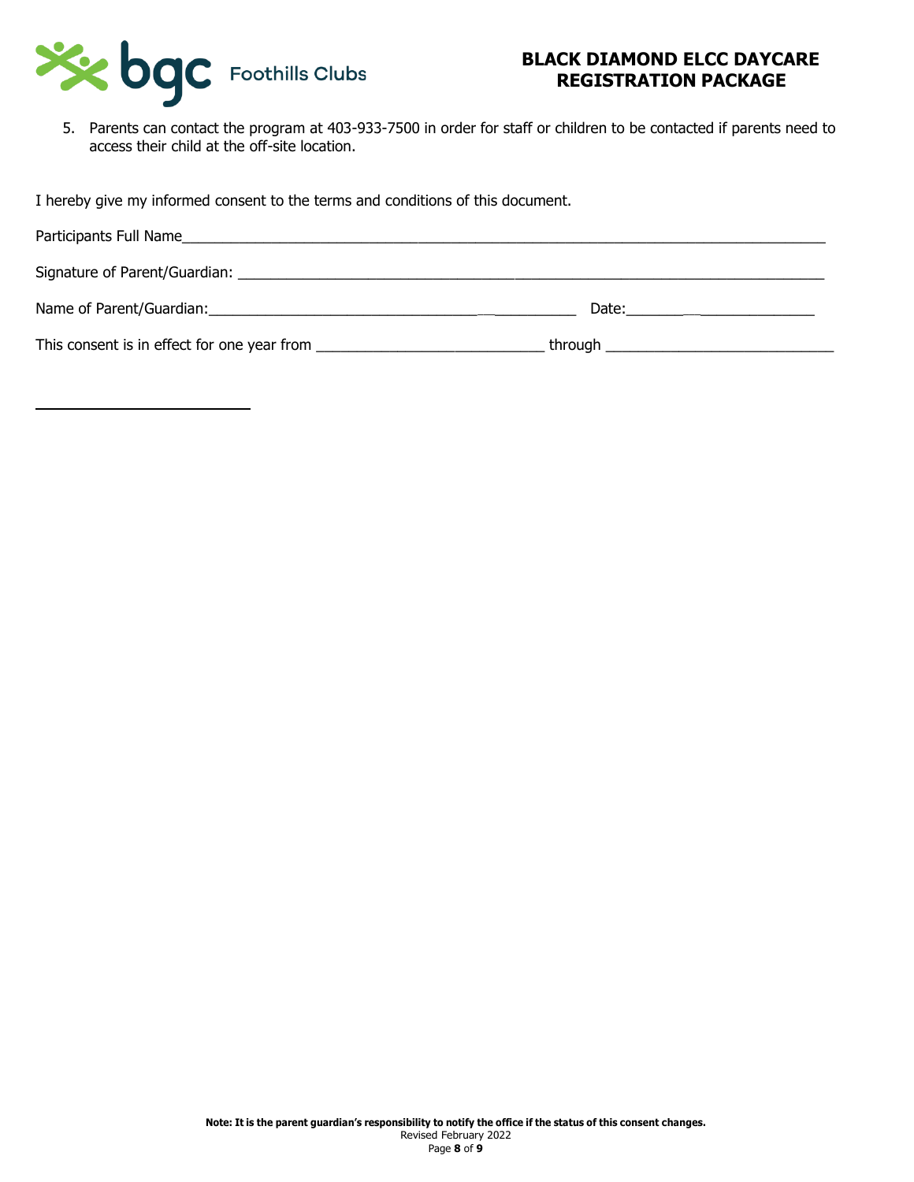5. Parents can contact the program at 403-933-7500 in order for staff or children to be contacted if parents need to access their child at the off-site location.

I hereby give my informed consent to the terms and conditions of this document.

Participants Full Name________________________________________________________________________________

Signature of Parent/Guardian: ___________________________________________________________________________

Name of Parent/Guardian:_____________________________________________ Date:_________________________

This consent is in effect for one year from ____________________________ through ____________________________

**Note: It is the parent guardian's responsibility to notify the office if the status of this consent changes.**

Revised February 2022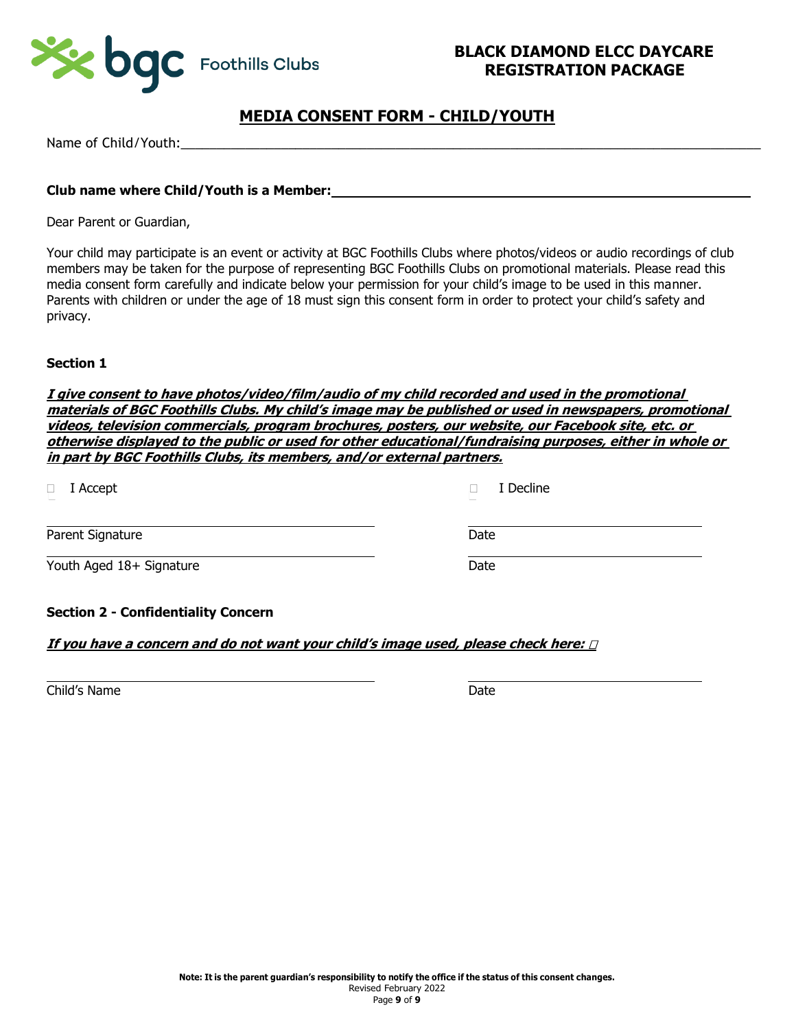**BLACK DIAMOND ELCC DAYCARE REGISTRATION PACKAGE**

# MEDIA CONSENT FORM - CHILD/YOUTH

Name of Child/Youth:_______________________________________________________________________________

**Club name where Child/Youth is a Member:**_______________________________________________

Dear Parent or Guardian,

Your child may participate is an event or activity at BGC Foothills Clubs where photos/videos or audio recordings of club members may be taken for the purpose of representing BGC Foothills Clubs on promotional materials. Please read this media consent form carefully and indicate below your permission for your child's image to be used in this manner. Parents with children or under the age of 18 must sign this consent form in order to protect your child's safety and privacy.

**Section 1**

***I give consent to have photos/video/film/audio of my child recorded and used in the promotional materials of BGC Foothills Clubs. My child's image may be published or used in newspapers, promotional videos, television commercials, program brochures, posters, our website, our Facebook site, etc. or otherwise displayed to the public or used for other educational/fundraising purposes, either in whole or in part by BGC Foothills Clubs, its members, and/or external partners.***

☐ I Accept ☐ I Decline

_______________________________ _______________________________

Parent Signature Date

_______________________________ _______________________________

Youth Aged 18+ Signature Date

**Section 2 - Confidentiality Concern**

***If you have a concern and do not want your child's image used, please check here:*** ☐

_______________________________ _______________________________

Child's Name Date

**Note: It is the parent guardian's responsibility to notify the office if the status of this consent changes.**

Revised February 2022